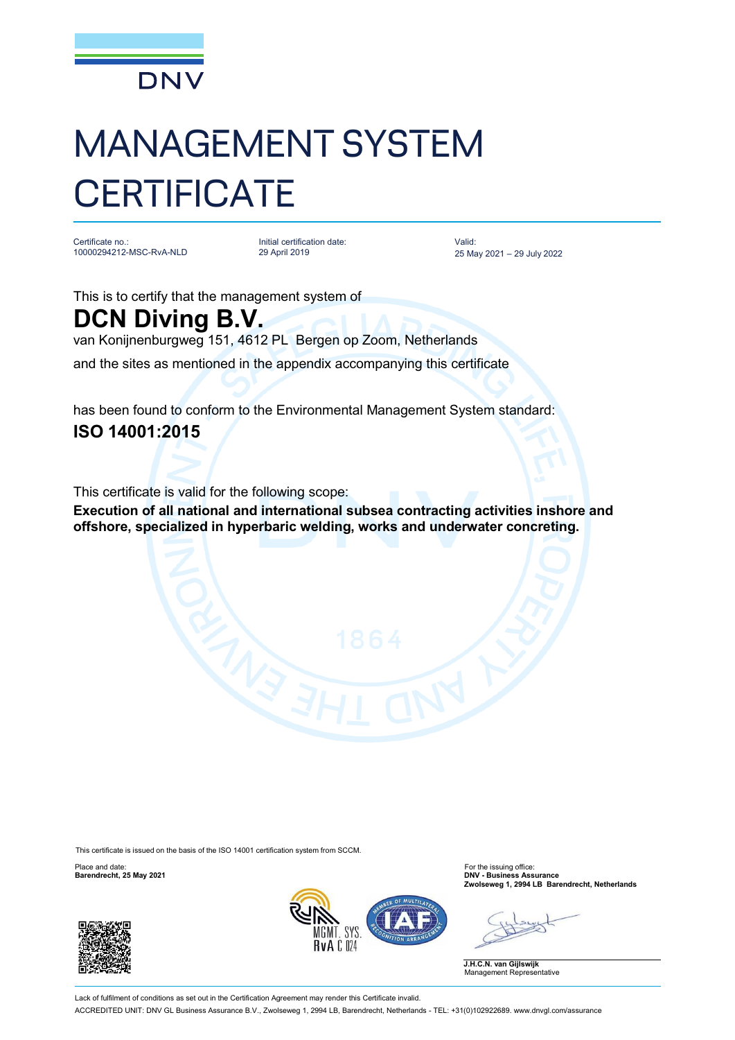DNV

# MANAGEMENT SYSTEM CERTIFICATE

Certificate no.:
10000294212-MSC-RvA-NLD

Initial certification date:
29 April 2019

Valid:
25 May 2021 – 29 July 2022

This is to certify that the management system of

## DCN Diving B.V.

van Konijnenburgweg 151, 4612 PL Bergen op Zoom, Netherlands

and the sites as mentioned in the appendix accompanying this certificate

has been found to conform to the Environmental Management System standard:

**ISO 14001:2015**

This certificate is valid for the following scope:

**Execution of all national and international subsea contracting activities inshore and offshore, specialized in hyperbaric welding, works and underwater concreting.**

This certificate is issued on the basis of the ISO 14001 certification system from SCCM.

Place and date:
**Barendrecht, 25 May 2021**

For the issuing office:
**DNV - Business Assurance**
**Zwolseweg 1, 2994 LB Barendrecht, Netherlands**

**J.H.C.N. van Gijlswijk**
Management Representative

Lack of fulfilment of conditions as set out in the Certification Agreement may render this Certificate invalid.

ACCREDITED UNIT: DNV GL Business Assurance B.V., Zwolseweg 1, 2994 LB, Barendrecht, Netherlands - TEL: +31(0)102922689. www.dnvgl.com/assurance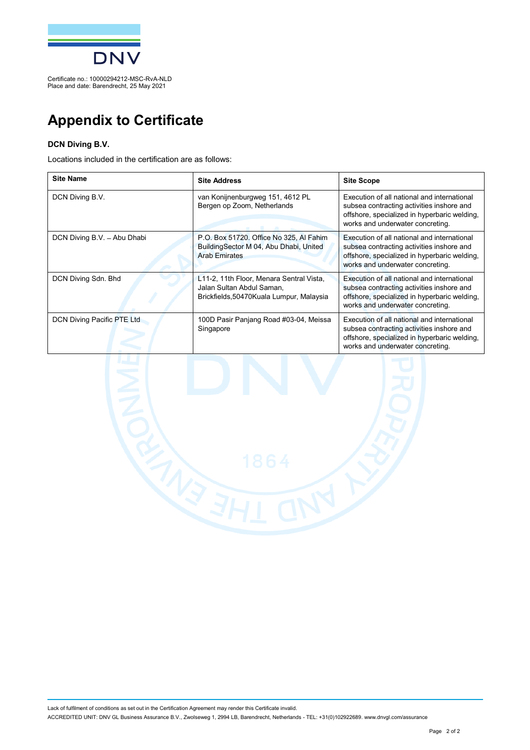Certificate no.: 10000294212-MSC-RvA-NLD
Place and date: Barendrecht, 25 May 2021

# Appendix to Certificate

**DCN Diving B.V.**

Locations included in the certification are as follows:

| Site Name | Site Address | Site Scope |
|---|---|---|
| DCN Diving B.V. | van Konijnenburgweg 151, 4612 PL Bergen op Zoom, Netherlands | Execution of all national and international subsea contracting activities inshore and offshore, specialized in hyperbaric welding, works and underwater concreting. |
| DCN Diving B.V. – Abu Dhabi | P.O. Box 51720. Office No 325, Al Fahim BuildingSector M 04, Abu Dhabi, United Arab Emirates | Execution of all national and international subsea contracting activities inshore and offshore, specialized in hyperbaric welding, works and underwater concreting. |
| DCN Diving Sdn. Bhd | L11-2, 11th Floor, Menara Sentral Vista, Jalan Sultan Abdul Saman, Brickfields,50470Kuala Lumpur, Malaysia | Execution of all national and international subsea contracting activities inshore and offshore, specialized in hyperbaric welding, works and underwater concreting. |
| DCN Diving Pacific PTE Ltd | 100D Pasir Panjang Road #03-04, Meissa Singapore | Execution of all national and international subsea contracting activities inshore and offshore, specialized in hyperbaric welding, works and underwater concreting. |

Lack of fulfilment of conditions as set out in the Certification Agreement may render this Certificate invalid.

ACCREDITED UNIT: DNV GL Business Assurance B.V., Zwolseweg 1, 2994 LB, Barendrecht, Netherlands - TEL: +31(0)102922689. www.dnvgl.com/assurance